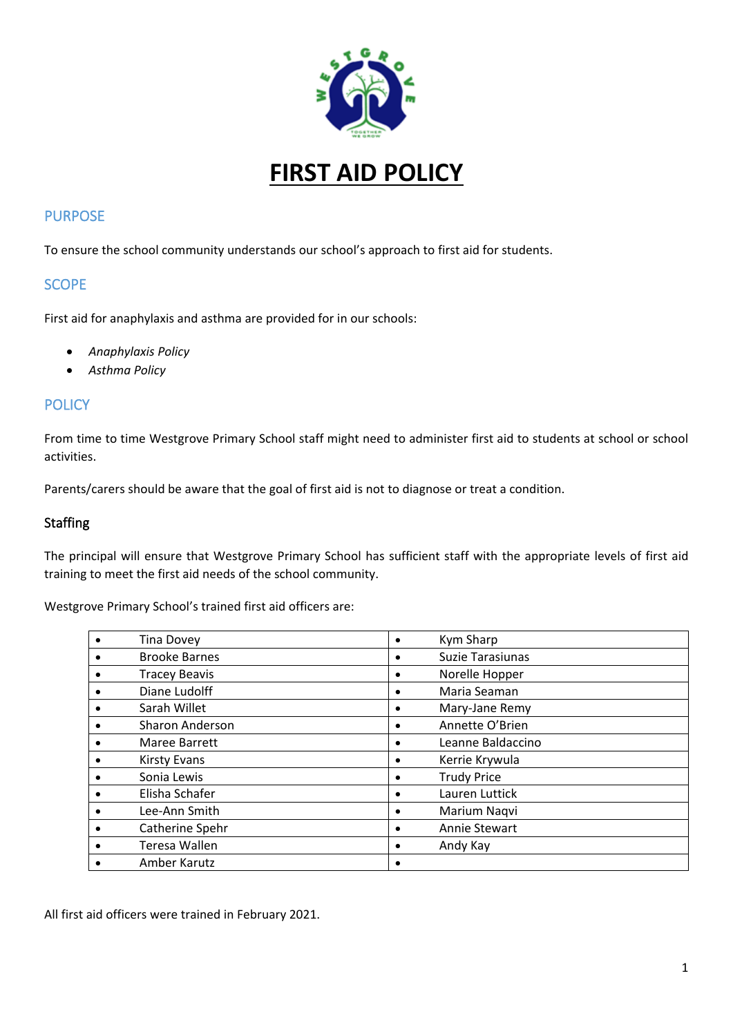# FIRST AID POLICY

## PURPOSE

To ensure the school community understands our school's approach to first aid for students.

## SCOPE

First aid for anaphylaxis and asthma are provided for in our schools:

- *Anaphylaxis Policy*
- *Asthma Policy*

## POLICY

From time to time Westgrove Primary School staff might need to administer first aid to students at school or school activities.

Parents/carers should be aware that the goal of first aid is not to diagnose or treat a condition.

### Staffing

The principal will ensure that Westgrove Primary School has sufficient staff with the appropriate levels of first aid training to meet the first aid needs of the school community.

Westgrove Primary School's trained first aid officers are:

| | |
|---|---|
| • Tina Dovey | • Kym Sharp |
| • Brooke Barnes | • Suzie Tarasiunas |
| • Tracey Beavis | • Norelle Hopper |
| • Diane Ludolff | • Maria Seaman |
| • Sarah Willet | • Mary-Jane Remy |
| • Sharon Anderson | • Annette O'Brien |
| • Maree Barrett | • Leanne Baldaccino |
| • Kirsty Evans | • Kerrie Krywula |
| • Sonia Lewis | • Trudy Price |
| • Elisha Schafer | • Lauren Luttick |
| • Lee-Ann Smith | • Marium Naqvi |
| • Catherine Spehr | • Annie Stewart |
| • Teresa Wallen | • Andy Kay |
| • Amber Karutz | • |

All first aid officers were trained in February 2021.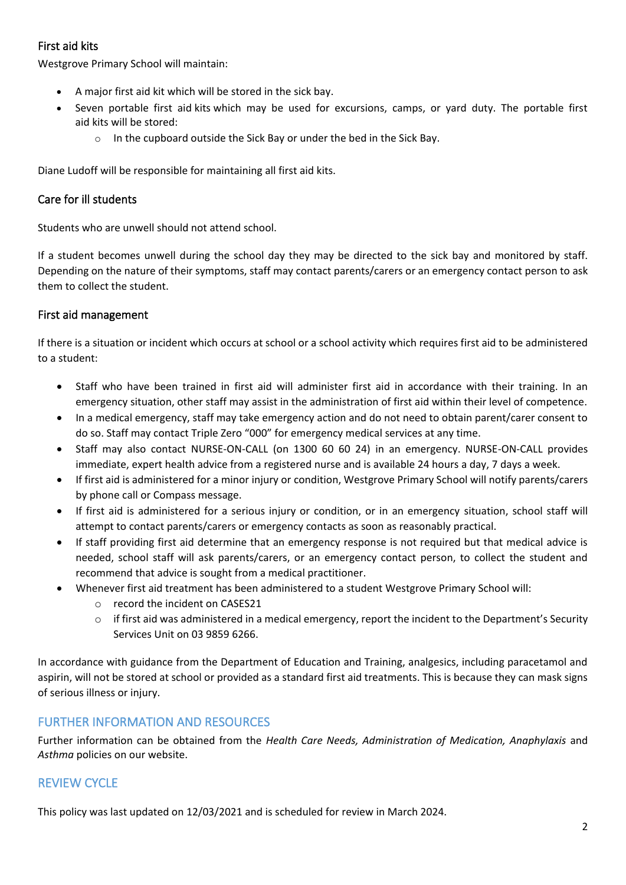### First aid kits

Westgrove Primary School will maintain:

- A major first aid kit which will be stored in the sick bay.
- Seven portable first aid kits which may be used for excursions, camps, or yard duty. The portable first aid kits will be stored:
    - In the cupboard outside the Sick Bay or under the bed in the Sick Bay.

Diane Ludoff will be responsible for maintaining all first aid kits.

### Care for ill students

Students who are unwell should not attend school.

If a student becomes unwell during the school day they may be directed to the sick bay and monitored by staff. Depending on the nature of their symptoms, staff may contact parents/carers or an emergency contact person to ask them to collect the student.

### First aid management

If there is a situation or incident which occurs at school or a school activity which requires first aid to be administered to a student:

- Staff who have been trained in first aid will administer first aid in accordance with their training. In an emergency situation, other staff may assist in the administration of first aid within their level of competence.
- In a medical emergency, staff may take emergency action and do not need to obtain parent/carer consent to do so. Staff may contact Triple Zero "000" for emergency medical services at any time.
- Staff may also contact NURSE-ON-CALL (on 1300 60 60 24) in an emergency. NURSE-ON-CALL provides immediate, expert health advice from a registered nurse and is available 24 hours a day, 7 days a week.
- If first aid is administered for a minor injury or condition, Westgrove Primary School will notify parents/carers by phone call or Compass message.
- If first aid is administered for a serious injury or condition, or in an emergency situation, school staff will attempt to contact parents/carers or emergency contacts as soon as reasonably practical.
- If staff providing first aid determine that an emergency response is not required but that medical advice is needed, school staff will ask parents/carers, or an emergency contact person, to collect the student and recommend that advice is sought from a medical practitioner.
- Whenever first aid treatment has been administered to a student Westgrove Primary School will:
    - record the incident on CASES21
    - if first aid was administered in a medical emergency, report the incident to the Department's Security Services Unit on 03 9859 6266.

In accordance with guidance from the Department of Education and Training, analgesics, including paracetamol and aspirin, will not be stored at school or provided as a standard first aid treatments. This is because they can mask signs of serious illness or injury.

## FURTHER INFORMATION AND RESOURCES

Further information can be obtained from the *Health Care Needs, Administration of Medication, Anaphylaxis* and *Asthma* policies on our website.

## REVIEW CYCLE

This policy was last updated on 12/03/2021 and is scheduled for review in March 2024.